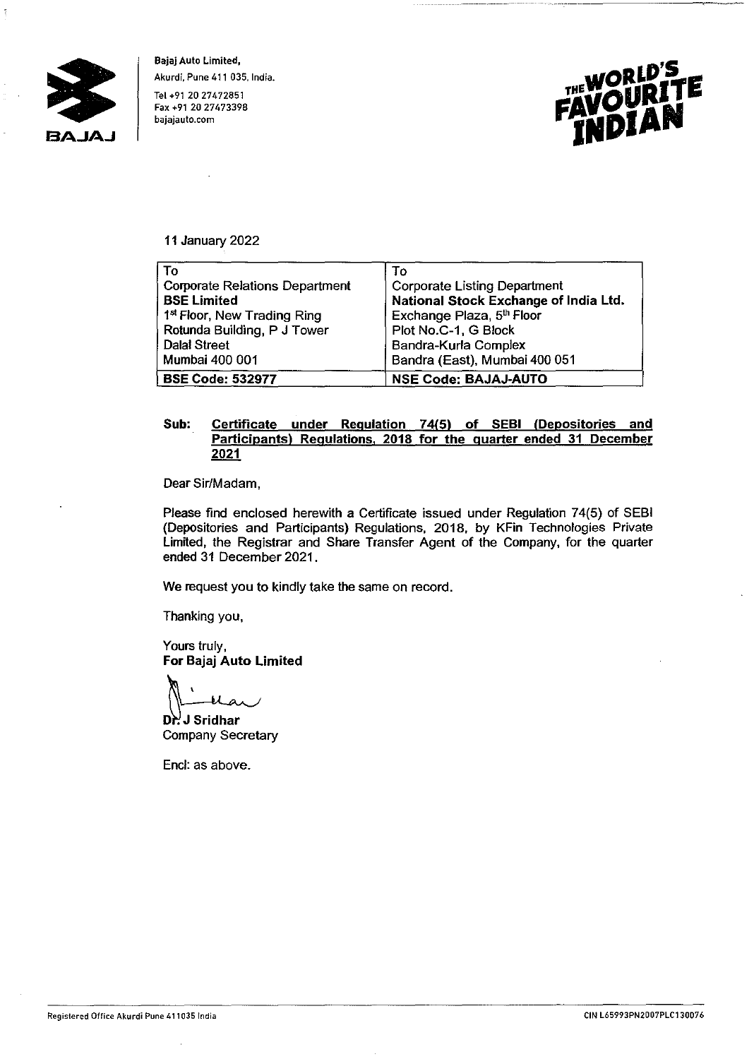**Bajaj Auto Limited,**
Akurdi, Pune 411 035, India.
Tel +91 20 27472851
Fax +91 20 27473398
bajajauto.com

BAJAJ

THE WORLD'S FAVOURITE INDIAN

11 January 2022

| To | To |
|---|---|
| Corporate Relations Department | Corporate Listing Department |
| **BSE Limited** | **National Stock Exchange of India Ltd.** |
| 1st Floor, New Trading Ring | Exchange Plaza, 5th Floor |
| Rotunda Building, P J Tower | Plot No.C-1, G Block |
| Dalal Street | Bandra-Kurla Complex |
| Mumbai 400 001 | Bandra (East), Mumbai 400 051 |
| **BSE Code: 532977** | **NSE Code: BAJAJ-AUTO** |

**Sub: Certificate under Regulation 74(5) of SEBI (Depositories and Participants) Regulations, 2018 for the quarter ended 31 December 2021**

Dear Sir/Madam,

Please find enclosed herewith a Certificate issued under Regulation 74(5) of SEBI (Depositories and Participants) Regulations, 2018, by KFin Technologies Private Limited, the Registrar and Share Transfer Agent of the Company, for the quarter ended 31 December 2021.

We request you to kindly take the same on record.

Thanking you,

Yours truly,
**For Bajaj Auto Limited**

**Dr. J Sridhar**
Company Secretary

Encl: as above.

Registered Office Akurdi Pune 411035 India

CIN L65993PN2007PLC130076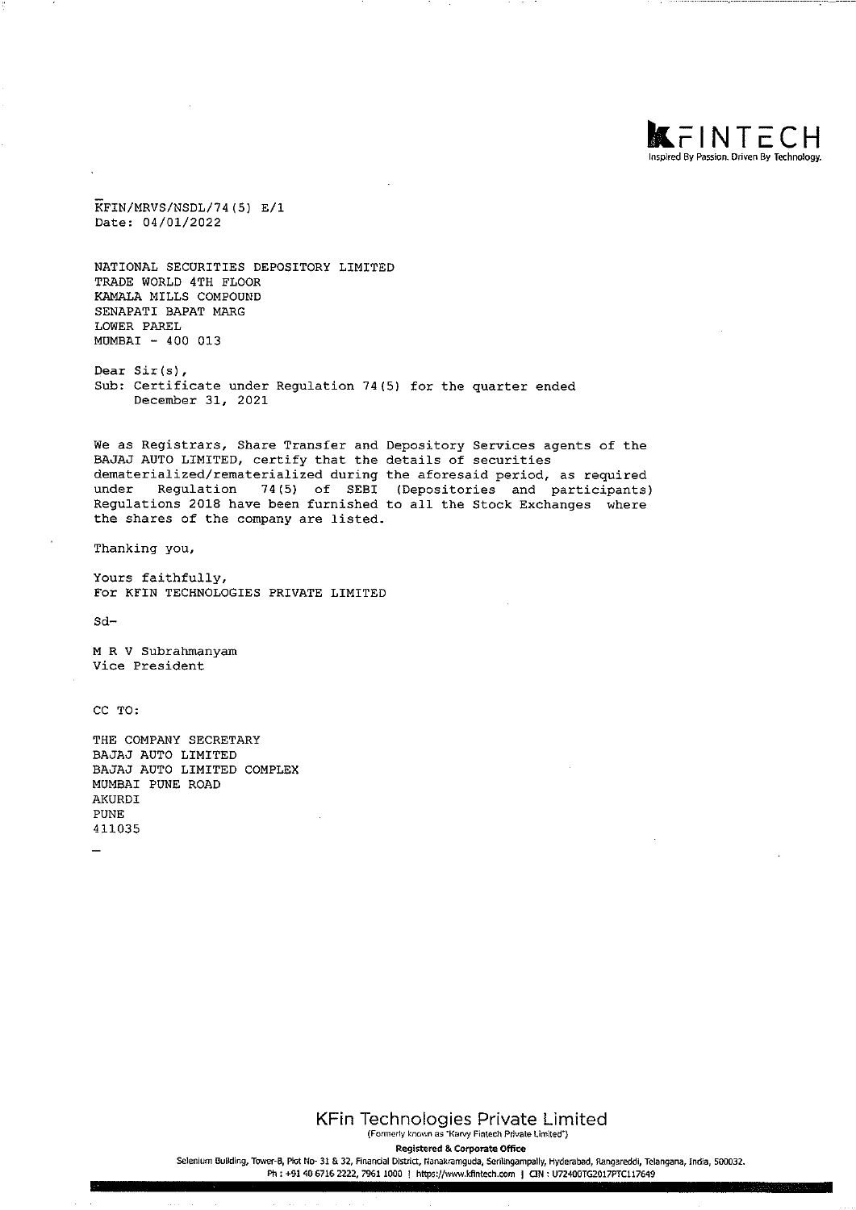KFINTECH
Inspired By Passion. Driven By Technology.

KFIN/MRVS/NSDL/74(5) E/1
Date: 04/01/2022

NATIONAL SECURITIES DEPOSITORY LIMITED
TRADE WORLD 4TH FLOOR
KAMALA MILLS COMPOUND
SENAPATI BAPAT MARG
LOWER PAREL
MUMBAI - 400 013

Dear Sir(s),
Sub: Certificate under Regulation 74(5) for the quarter ended December 31, 2021

We as Registrars, Share Transfer and Depository Services agents of the BAJAJ AUTO LIMITED, certify that the details of securities dematerialized/rematerialized during the aforesaid period, as required under Regulation 74(5) of SEBI (Depositories and participants) Regulations 2018 have been furnished to all the Stock Exchanges where the shares of the company are listed.

Thanking you,

Yours faithfully,
For KFIN TECHNOLOGIES PRIVATE LIMITED

Sd-

M R V Subrahmanyam
Vice President

CC TO:

THE COMPANY SECRETARY
BAJAJ AUTO LIMITED
BAJAJ AUTO LIMITED COMPLEX
MUMBAI PUNE ROAD
AKURDI
PUNE
411035

**KFin Technologies Private Limited**
(Formerly known as "Karvy Fintech Private Limited")
**Registered & Corporate Office**
Selenium Building, Tower-B, Plot No- 31 & 32, Financial District, Nanakramguda, Serilingampally, Hyderabad, Rangareddi, Telangana, India, 500032.
Ph : +91 40 6716 2222, 7961 1000 | https://www.kfintech.com | CIN : U72400TG2017PTC117649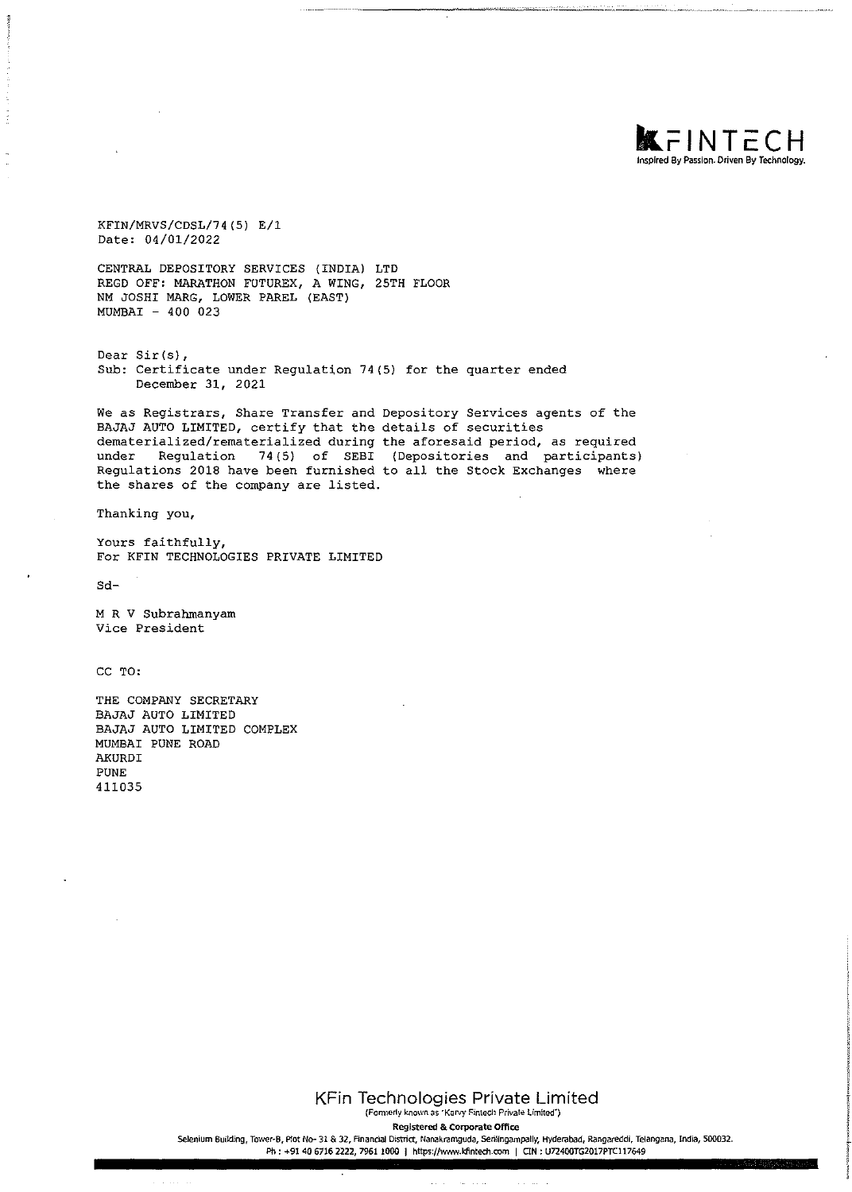KFINTECH
Inspired By Passion. Driven By Technology.

KFIN/MRVS/CDSL/74(5) E/1
Date: 04/01/2022

CENTRAL DEPOSITORY SERVICES (INDIA) LTD
REGD OFF: MARATHON FUTUREX, A WING, 25TH FLOOR
NM JOSHI MARG, LOWER PAREL (EAST)
MUMBAI - 400 023

Dear Sir(s),
Sub: Certificate under Regulation 74(5) for the quarter ended December 31, 2021

We as Registrars, Share Transfer and Depository Services agents of the BAJAJ AUTO LIMITED, certify that the details of securities dematerialized/rematerialized during the aforesaid period, as required under Regulation 74(5) of SEBI (Depositories and participants) Regulations 2018 have been furnished to all the Stock Exchanges where the shares of the company are listed.

Thanking you,

Yours faithfully,
For KFIN TECHNOLOGIES PRIVATE LIMITED

Sd-

M R V Subrahmanyam
Vice President

CC TO:

THE COMPANY SECRETARY
BAJAJ AUTO LIMITED
BAJAJ AUTO LIMITED COMPLEX
MUMBAI PUNE ROAD
AKURDI
PUNE
411035

KFin Technologies Private Limited
(Formerly known as 'Karvy Fintech Private Limited')
Registered & Corporate Office
Selenium Building, Tower-B, Plot No- 31 & 32, Financial District, Nanakramguda, Serilingampally, Hyderabad, Rangareddi, Telangana, India, 500032.
Ph : +91 40 6716 2222, 7961 1000 | https://www.kfintech.com | CIN : U72400TG2017PTC117649